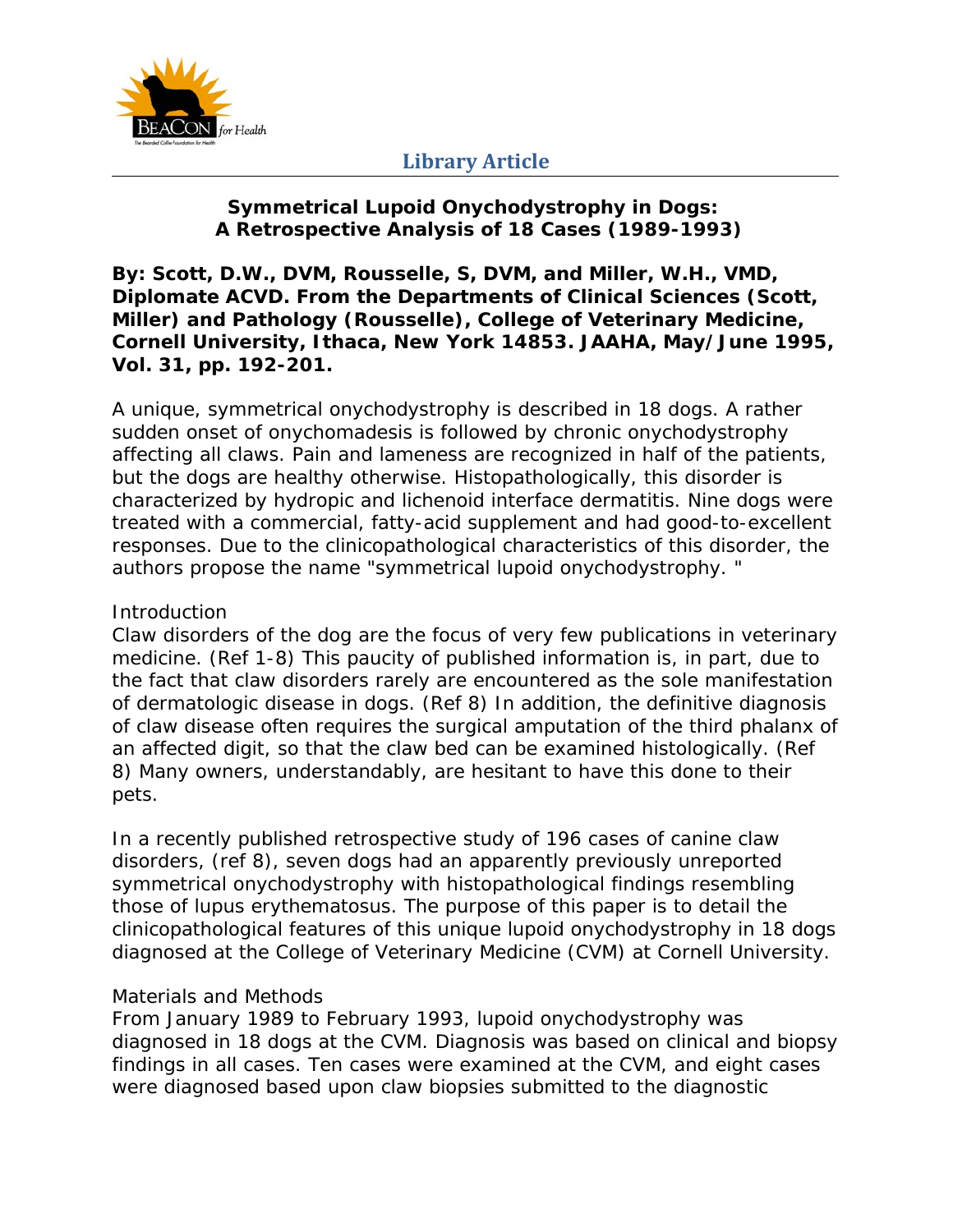Library Article

# Symmetrical Lupoid Onychodystrophy in Dogs: A Retrospective Analysis of 18 Cases (1989-1993)

**By: Scott, D.W., DVM, Rousselle, S, DVM, and Miller, W.H., VMD, Diplomate ACVD. From the Departments of Clinical Sciences (Scott, Miller) and Pathology (Rousselle), College of Veterinary Medicine, Cornell University, Ithaca, New York 14853. JAAHA, May/June 1995, Vol. 31, pp. 192-201.**

A unique, symmetrical onychodystrophy is described in 18 dogs. A rather sudden onset of onychomadesis is followed by chronic onychodystrophy affecting all claws. Pain and lameness are recognized in half of the patients, but the dogs are healthy otherwise. Histopathologically, this disorder is characterized by hydropic and lichenoid interface dermatitis. Nine dogs were treated with a commercial, fatty-acid supplement and had good-to-excellent responses. Due to the clinicopathological characteristics of this disorder, the authors propose the name "symmetrical lupoid onychodystrophy. "

## Introduction

Claw disorders of the dog are the focus of very few publications in veterinary medicine. (Ref 1-8) This paucity of published information is, in part, due to the fact that claw disorders rarely are encountered as the sole manifestation of dermatologic disease in dogs. (Ref 8) In addition, the definitive diagnosis of claw disease often requires the surgical amputation of the third phalanx of an affected digit, so that the claw bed can be examined histologically. (Ref 8) Many owners, understandably, are hesitant to have this done to their pets.

In a recently published retrospective study of 196 cases of canine claw disorders, (ref 8), seven dogs had an apparently previously unreported symmetrical onychodystrophy with histopathological findings resembling those of lupus erythematosus. The purpose of this paper is to detail the clinicopathological features of this unique lupoid onychodystrophy in 18 dogs diagnosed at the College of Veterinary Medicine (CVM) at Cornell University.

## Materials and Methods

From January 1989 to February 1993, lupoid onychodystrophy was diagnosed in 18 dogs at the CVM. Diagnosis was based on clinical and biopsy findings in all cases. Ten cases were examined at the CVM, and eight cases were diagnosed based upon claw biopsies submitted to the diagnostic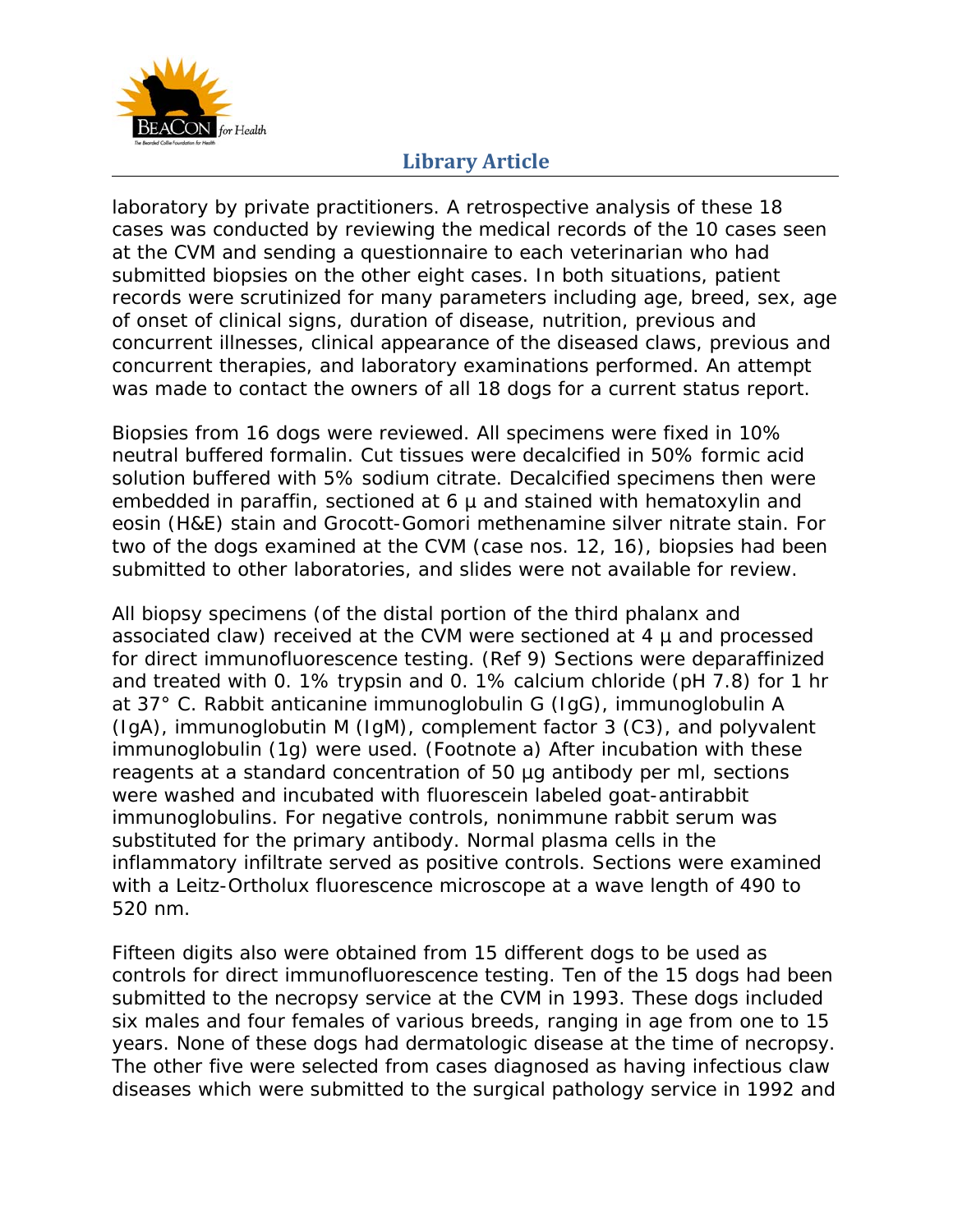laboratory by private practitioners. A retrospective analysis of these 18 cases was conducted by reviewing the medical records of the 10 cases seen at the CVM and sending a questionnaire to each veterinarian who had submitted biopsies on the other eight cases. In both situations, patient records were scrutinized for many parameters including age, breed, sex, age of onset of clinical signs, duration of disease, nutrition, previous and concurrent illnesses, clinical appearance of the diseased claws, previous and concurrent therapies, and laboratory examinations performed. An attempt was made to contact the owners of all 18 dogs for a current status report.

Biopsies from 16 dogs were reviewed. All specimens were fixed in 10% neutral buffered formalin. Cut tissues were decalcified in 50% formic acid solution buffered with 5% sodium citrate. Decalcified specimens then were embedded in paraffin, sectioned at 6 μ and stained with hematoxylin and eosin (H&E) stain and Grocott-Gomori methenamine silver nitrate stain. For two of the dogs examined at the CVM (case nos. 12, 16), biopsies had been submitted to other laboratories, and slides were not available for review.

All biopsy specimens (of the distal portion of the third phalanx and associated claw) received at the CVM were sectioned at 4 μ and processed for direct immunofluorescence testing. (Ref 9) Sections were deparaffinized and treated with 0. 1% trypsin and 0. 1% calcium chloride (pH 7.8) for 1 hr at 37° C. Rabbit anticanine immunoglobulin G (IgG), immunoglobulin A (IgA), immunoglobutin M (IgM), complement factor 3 (C3), and polyvalent immunoglobulin (1g) were used. (Footnote a) After incubation with these reagents at a standard concentration of 50 µg antibody per ml, sections were washed and incubated with fluorescein labeled goat-antirabbit immunoglobulins. For negative controls, nonimmune rabbit serum was substituted for the primary antibody. Normal plasma cells in the inflammatory infiltrate served as positive controls. Sections were examined with a Leitz-Ortholux fluorescence microscope at a wave length of 490 to 520 nm.

Fifteen digits also were obtained from 15 different dogs to be used as controls for direct immunofluorescence testing. Ten of the 15 dogs had been submitted to the necropsy service at the CVM in 1993. These dogs included six males and four females of various breeds, ranging in age from one to 15 years. None of these dogs had dermatologic disease at the time of necropsy. The other five were selected from cases diagnosed as having infectious claw diseases which were submitted to the surgical pathology service in 1992 and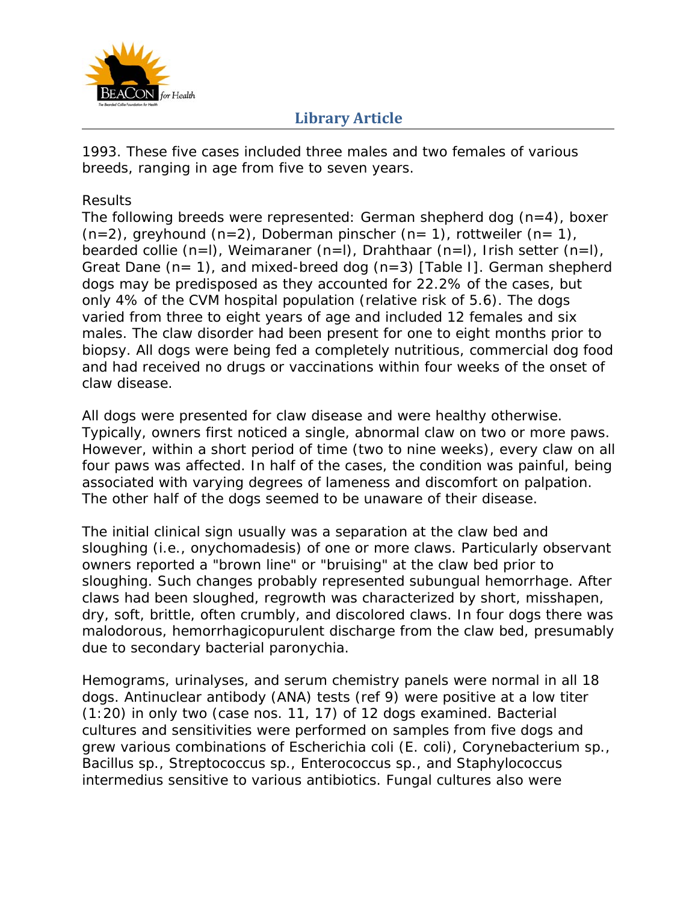1993. These five cases included three males and two females of various breeds, ranging in age from five to seven years.

## Results

The following breeds were represented: German shepherd dog (n=4), boxer (n=2), greyhound (n=2), Doberman pinscher (n= 1), rottweiler (n= 1), bearded collie (n=l), Weimaraner (n=l), Drahthaar (n=l), Irish setter (n=l), Great Dane (n= 1), and mixed-breed dog (n=3) [Table I]. German shepherd dogs may be predisposed as they accounted for 22.2% of the cases, but only 4% of the CVM hospital population (relative risk of 5.6). The dogs varied from three to eight years of age and included 12 females and six males. The claw disorder had been present for one to eight months prior to biopsy. All dogs were being fed a completely nutritious, commercial dog food and had received no drugs or vaccinations within four weeks of the onset of claw disease.

All dogs were presented for claw disease and were healthy otherwise. Typically, owners first noticed a single, abnormal claw on two or more paws. However, within a short period of time (two to nine weeks), every claw on all four paws was affected. In half of the cases, the condition was painful, being associated with varying degrees of lameness and discomfort on palpation. The other half of the dogs seemed to be unaware of their disease.

The initial clinical sign usually was a separation at the claw bed and sloughing (i.e., onychomadesis) of one or more claws. Particularly observant owners reported a "brown line" or "bruising" at the claw bed prior to sloughing. Such changes probably represented subungual hemorrhage. After claws had been sloughed, regrowth was characterized by short, misshapen, dry, soft, brittle, often crumbly, and discolored claws. In four dogs there was malodorous, hemorrhagicopurulent discharge from the claw bed, presumably due to secondary bacterial paronychia.

Hemograms, urinalyses, and serum chemistry panels were normal in all 18 dogs. Antinuclear antibody (ANA) tests (ref 9) were positive at a low titer (1:20) in only two (case nos. 11, 17) of 12 dogs examined. Bacterial cultures and sensitivities were performed on samples from five dogs and grew various combinations of Escherichia coli (E. coli), Corynebacterium sp., Bacillus sp., Streptococcus sp., Enterococcus sp., and Staphylococcus intermedius sensitive to various antibiotics. Fungal cultures also were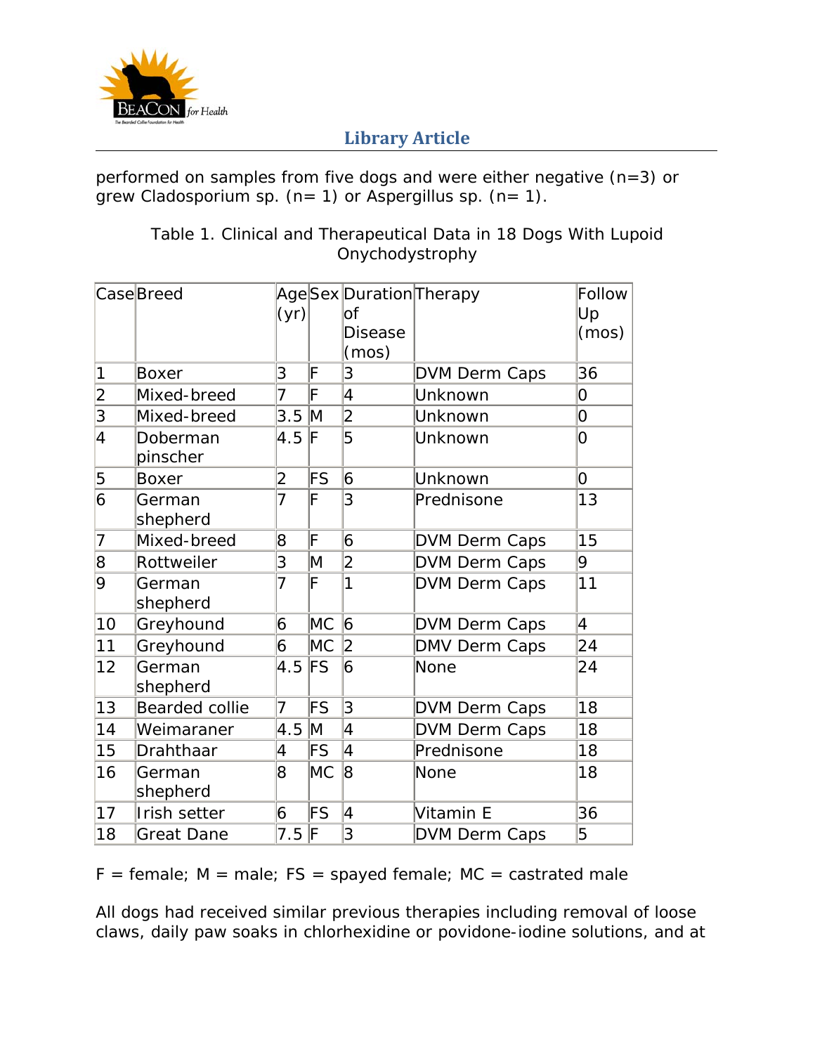performed on samples from five dogs and were either negative (n=3) or grew Cladosporium sp. (n= 1) or Aspergillus sp. (n= 1).

Table 1. Clinical and Therapeutical Data in 18 Dogs With Lupoid Onychodystrophy

| Case | Breed | Age (yr) | Sex | Duration of Disease (mos) | Therapy | Follow Up (mos) |
|---|---|---|---|---|---|---|
| 1 | Boxer | 3 | F | 3 | DVM Derm Caps | 36 |
| 2 | Mixed-breed | 7 | F | 4 | Unknown | 0 |
| 3 | Mixed-breed | 3.5 | M | 2 | Unknown | 0 |
| 4 | Doberman pinscher | 4.5 | F | 5 | Unknown | 0 |
| 5 | Boxer | 2 | FS | 6 | Unknown | 0 |
| 6 | German shepherd | 7 | F | 3 | Prednisone | 13 |
| 7 | Mixed-breed | 8 | F | 6 | DVM Derm Caps | 15 |
| 8 | Rottweiler | 3 | M | 2 | DVM Derm Caps | 9 |
| 9 | German shepherd | 7 | F | 1 | DVM Derm Caps | 11 |
| 10 | Greyhound | 6 | MC | 6 | DVM Derm Caps | 4 |
| 11 | Greyhound | 6 | MC | 2 | DMV Derm Caps | 24 |
| 12 | German shepherd | 4.5 | FS | 6 | None | 24 |
| 13 | Bearded collie | 7 | FS | 3 | DVM Derm Caps | 18 |
| 14 | Weimaraner | 4.5 | M | 4 | DVM Derm Caps | 18 |
| 15 | Drahthaar | 4 | FS | 4 | Prednisone | 18 |
| 16 | German shepherd | 8 | MC | 8 | None | 18 |
| 17 | Irish setter | 6 | FS | 4 | Vitamin E | 36 |
| 18 | Great Dane | 7.5 | F | 3 | DVM Derm Caps | 5 |

F = female; M = male; FS = spayed female; MC = castrated male

All dogs had received similar previous therapies including removal of loose claws, daily paw soaks in chlorhexidine or povidone-iodine solutions, and at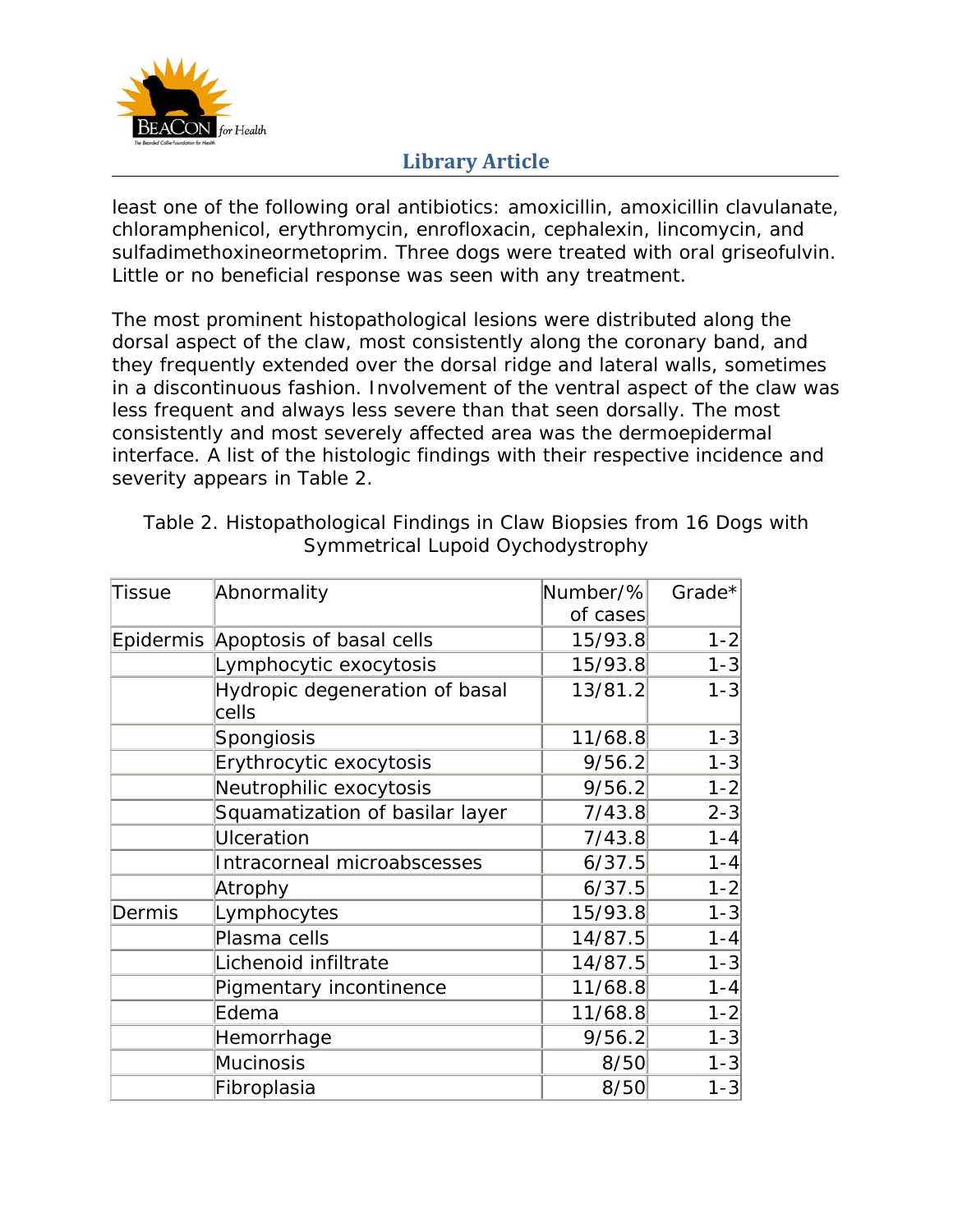least one of the following oral antibiotics: amoxicillin, amoxicillin clavulanate, chloramphenicol, erythromycin, enrofloxacin, cephalexin, lincomycin, and sulfadimethoxineormetoprim. Three dogs were treated with oral griseofulvin. Little or no beneficial response was seen with any treatment.

The most prominent histopathological lesions were distributed along the dorsal aspect of the claw, most consistently along the coronary band, and they frequently extended over the dorsal ridge and lateral walls, sometimes in a discontinuous fashion. Involvement of the ventral aspect of the claw was less frequent and always less severe than that seen dorsally. The most consistently and most severely affected area was the dermoepidermal interface. A list of the histologic findings with their respective incidence and severity appears in Table 2.

Table 2. Histopathological Findings in Claw Biopsies from 16 Dogs with Symmetrical Lupoid Oychodystrophy

| Tissue | Abnormality | Number/% of cases | Grade* |
|---|---|---|---|
| Epidermis | Apoptosis of basal cells | 15/93.8 | 1-2 |
| | Lymphocytic exocytosis | 15/93.8 | 1-3 |
| | Hydropic degeneration of basal cells | 13/81.2 | 1-3 |
| | Spongiosis | 11/68.8 | 1-3 |
| | Erythrocytic exocytosis | 9/56.2 | 1-3 |
| | Neutrophilic exocytosis | 9/56.2 | 1-2 |
| | Squamatization of basilar layer | 7/43.8 | 2-3 |
| | Ulceration | 7/43.8 | 1-4 |
| | Intracorneal microabscesses | 6/37.5 | 1-4 |
| | Atrophy | 6/37.5 | 1-2 |
| Dermis | Lymphocytes | 15/93.8 | 1-3 |
| | Plasma cells | 14/87.5 | 1-4 |
| | Lichenoid infiltrate | 14/87.5 | 1-3 |
| | Pigmentary incontinence | 11/68.8 | 1-4 |
| | Edema | 11/68.8 | 1-2 |
| | Hemorrhage | 9/56.2 | 1-3 |
| | Mucinosis | 8/50 | 1-3 |
| | Fibroplasia | 8/50 | 1-3 |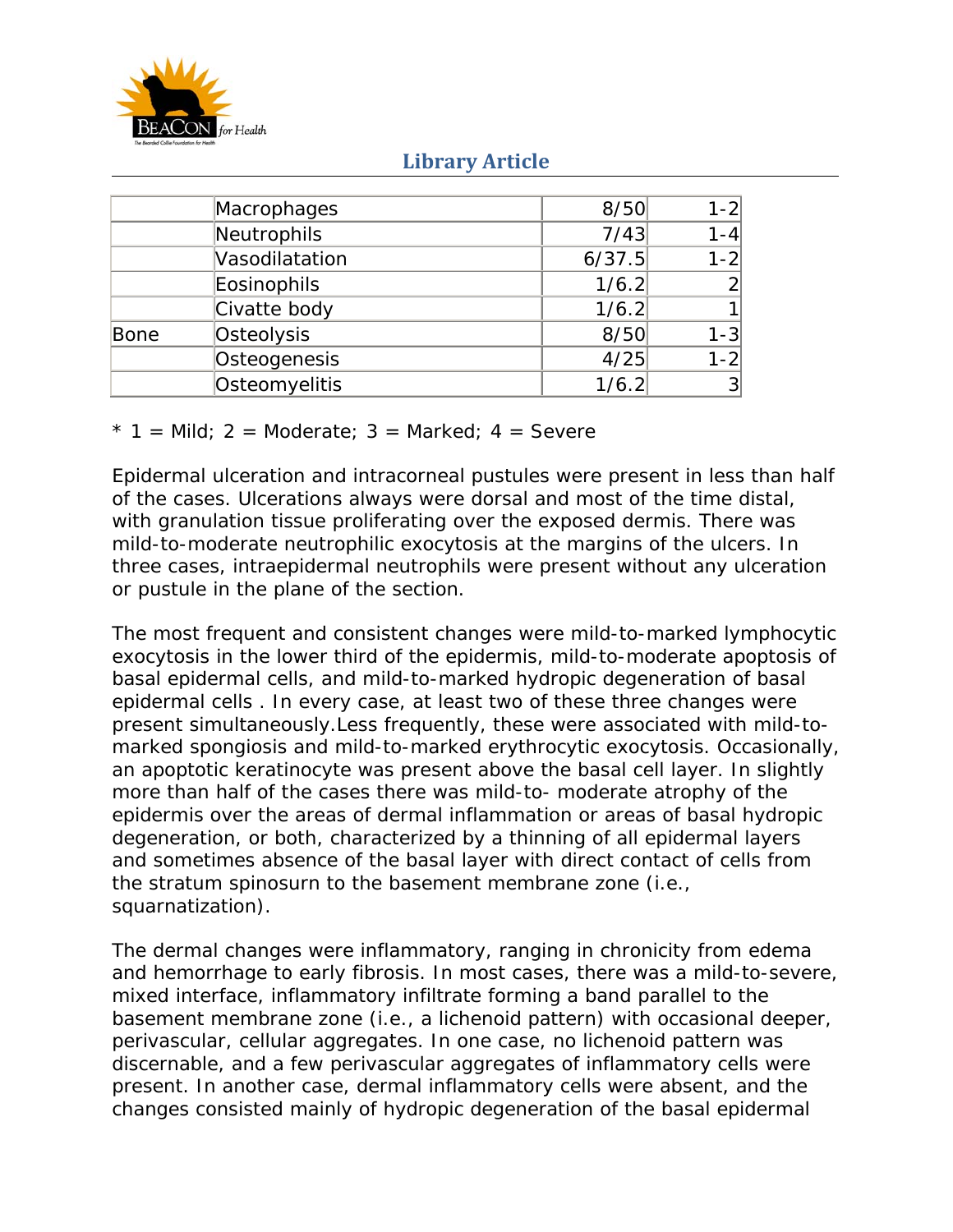| | Macrophages | 8/50 | 1-2 |
|---|---|---|---|
| | Neutrophils | 7/43 | 1-4 |
| | Vasodilatation | 6/37.5 | 1-2 |
| | Eosinophils | 1/6.2 | 2 |
| | Civatte body | 1/6.2 | 1 |
| Bone | Osteolysis | 8/50 | 1-3 |
| | Osteogenesis | 4/25 | 1-2 |
| | Osteomyelitis | 1/6.2 | 3 |

* 1 = Mild; 2 = Moderate; 3 = Marked; 4 = Severe

Epidermal ulceration and intracorneal pustules were present in less than half of the cases. Ulcerations always were dorsal and most of the time distal, with granulation tissue proliferating over the exposed dermis. There was mild-to-moderate neutrophilic exocytosis at the margins of the ulcers. In three cases, intraepidermal neutrophils were present without any ulceration or pustule in the plane of the section.

The most frequent and consistent changes were mild-to-marked lymphocytic exocytosis in the lower third of the epidermis, mild-to-moderate apoptosis of basal epidermal cells, and mild-to-marked hydropic degeneration of basal epidermal cells . In every case, at least two of these three changes were present simultaneously.Less frequently, these were associated with mild-to-marked spongiosis and mild-to-marked erythrocytic exocytosis. Occasionally, an apoptotic keratinocyte was present above the basal cell layer. In slightly more than half of the cases there was mild-to- moderate atrophy of the epidermis over the areas of dermal inflammation or areas of basal hydropic degeneration, or both, characterized by a thinning of all epidermal layers and sometimes absence of the basal layer with direct contact of cells from the stratum spinosurn to the basement membrane zone (i.e., squarnatization).

The dermal changes were inflammatory, ranging in chronicity from edema and hemorrhage to early fibrosis. In most cases, there was a mild-to-severe, mixed interface, inflammatory infiltrate forming a band parallel to the basement membrane zone (i.e., a lichenoid pattern) with occasional deeper, perivascular, cellular aggregates. In one case, no lichenoid pattern was discernable, and a few perivascular aggregates of inflammatory cells were present. In another case, dermal inflammatory cells were absent, and the changes consisted mainly of hydropic degeneration of the basal epidermal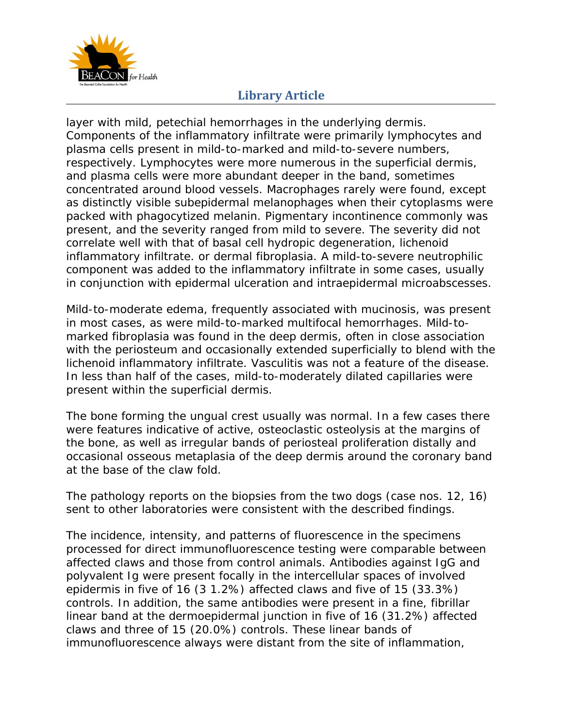layer with mild, petechial hemorrhages in the underlying dermis. Components of the inflammatory infiltrate were primarily lymphocytes and plasma cells present in mild-to-marked and mild-to-severe numbers, respectively. Lymphocytes were more numerous in the superficial dermis, and plasma cells were more abundant deeper in the band, sometimes concentrated around blood vessels. Macrophages rarely were found, except as distinctly visible subepidermal melanophages when their cytoplasms were packed with phagocytized melanin. Pigmentary incontinence commonly was present, and the severity ranged from mild to severe. The severity did not correlate well with that of basal cell hydropic degeneration, lichenoid inflammatory infiltrate. or dermal fibroplasia. A mild-to-severe neutrophilic component was added to the inflammatory infiltrate in some cases, usually in conjunction with epidermal ulceration and intraepidermal microabscesses.

Mild-to-moderate edema, frequently associated with mucinosis, was present in most cases, as were mild-to-marked multifocal hemorrhages. Mild-to-marked fibroplasia was found in the deep dermis, often in close association with the periosteum and occasionally extended superficially to blend with the lichenoid inflammatory infiltrate. Vasculitis was not a feature of the disease. In less than half of the cases, mild-to-moderately dilated capillaries were present within the superficial dermis.

The bone forming the ungual crest usually was normal. In a few cases there were features indicative of active, osteoclastic osteolysis at the margins of the bone, as well as irregular bands of periosteal proliferation distally and occasional osseous metaplasia of the deep dermis around the coronary band at the base of the claw fold.

The pathology reports on the biopsies from the two dogs (case nos. 12, 16) sent to other laboratories were consistent with the described findings.

The incidence, intensity, and patterns of fluorescence in the specimens processed for direct immunofluorescence testing were comparable between affected claws and those from control animals. Antibodies against IgG and polyvalent Ig were present focally in the intercellular spaces of involved epidermis in five of 16 (3 1.2%) affected claws and five of 15 (33.3%) controls. In addition, the same antibodies were present in a fine, fibrillar linear band at the dermoepidermal junction in five of 16 (31.2%) affected claws and three of 15 (20.0%) controls. These linear bands of immunofluorescence always were distant from the site of inflammation,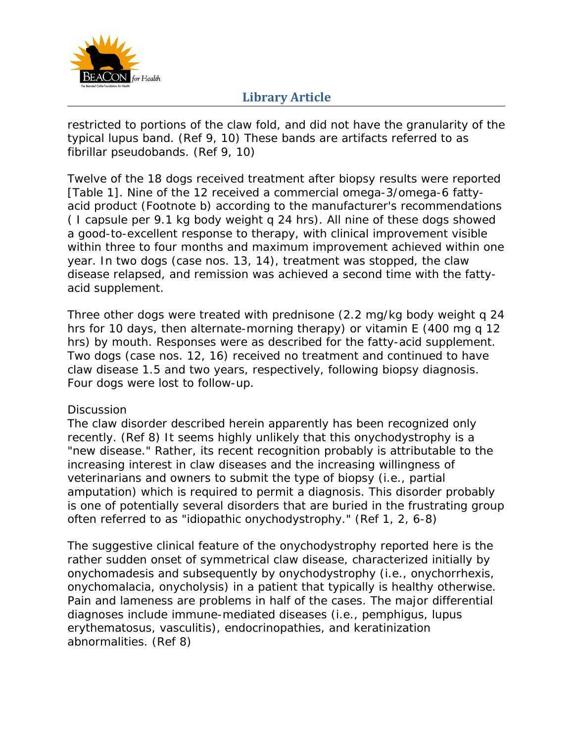restricted to portions of the claw fold, and did not have the granularity of the typical lupus band. (Ref 9, 10) These bands are artifacts referred to as fibrillar pseudobands. (Ref 9, 10)

Twelve of the 18 dogs received treatment after biopsy results were reported [Table 1]. Nine of the 12 received a commercial omega-3/omega-6 fatty-acid product (Footnote b) according to the manufacturer's recommendations ( I capsule per 9.1 kg body weight q 24 hrs). All nine of these dogs showed a good-to-excellent response to therapy, with clinical improvement visible within three to four months and maximum improvement achieved within one year. In two dogs (case nos. 13, 14), treatment was stopped, the claw disease relapsed, and remission was achieved a second time with the fatty-acid supplement.

Three other dogs were treated with prednisone (2.2 mg/kg body weight q 24 hrs for 10 days, then alternate-morning therapy) or vitamin E (400 mg q 12 hrs) by mouth. Responses were as described for the fatty-acid supplement. Two dogs (case nos. 12, 16) received no treatment and continued to have claw disease 1.5 and two years, respectively, following biopsy diagnosis. Four dogs were lost to follow-up.

## Discussion

The claw disorder described herein apparently has been recognized only recently. (Ref 8) It seems highly unlikely that this onychodystrophy is a "new disease." Rather, its recent recognition probably is attributable to the increasing interest in claw diseases and the increasing willingness of veterinarians and owners to submit the type of biopsy (i.e., partial amputation) which is required to permit a diagnosis. This disorder probably is one of potentially several disorders that are buried in the frustrating group often referred to as "idiopathic onychodystrophy." (Ref 1, 2, 6-8)

The suggestive clinical feature of the onychodystrophy reported here is the rather sudden onset of symmetrical claw disease, characterized initially by onychomadesis and subsequently by onychodystrophy (i.e., onychorrhexis, onychomalacia, onycholysis) in a patient that typically is healthy otherwise. Pain and lameness are problems in half of the cases. The major differential diagnoses include immune-mediated diseases (i.e., pemphigus, lupus erythematosus, vasculitis), endocrinopathies, and keratinization abnormalities. (Ref 8)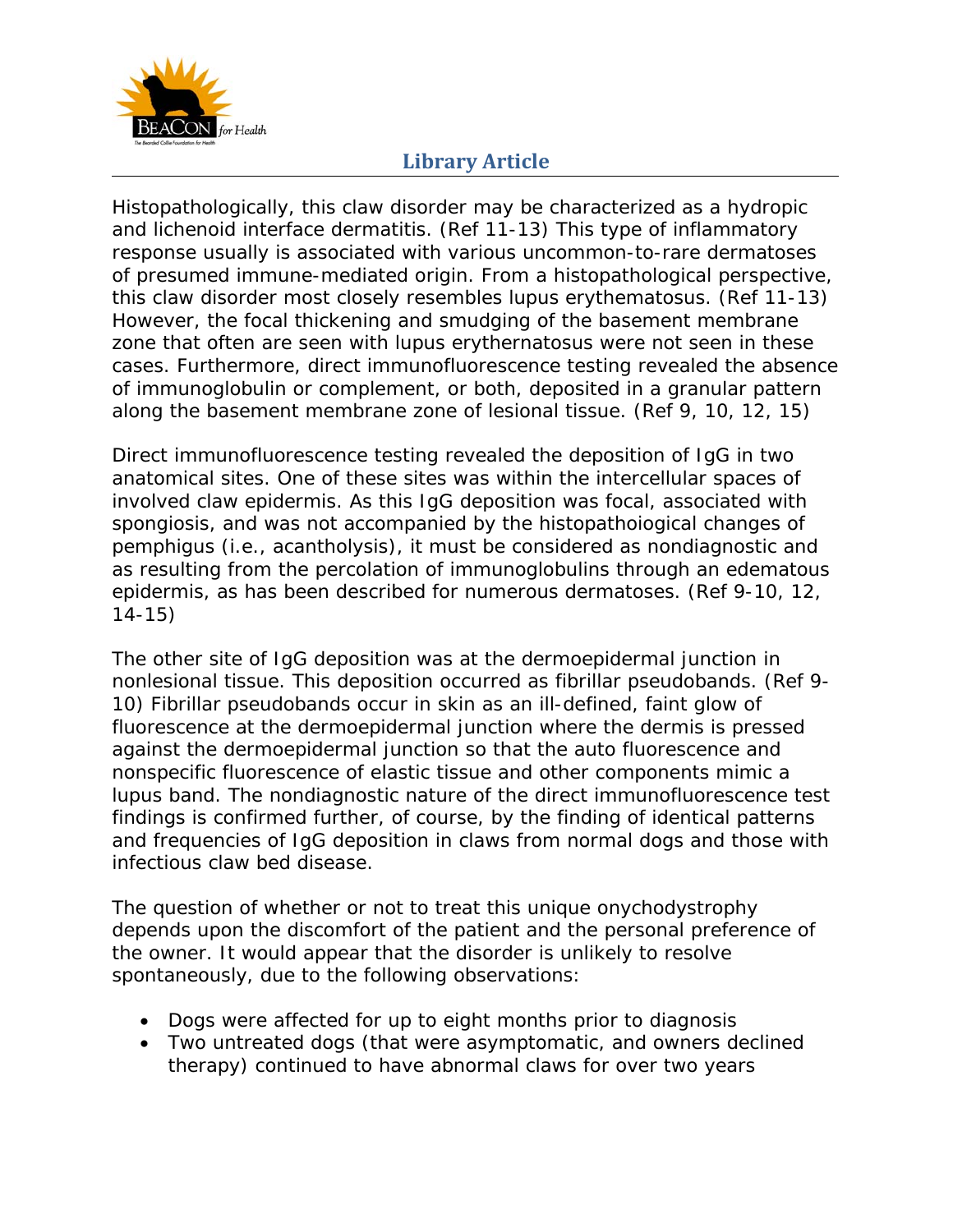Histopathologically, this claw disorder may be characterized as a hydropic and lichenoid interface dermatitis. (Ref 11-13) This type of inflammatory response usually is associated with various uncommon-to-rare dermatoses of presumed immune-mediated origin. From a histopathological perspective, this claw disorder most closely resembles lupus erythematosus. (Ref 11-13) However, the focal thickening and smudging of the basement membrane zone that often are seen with lupus erythernatosus were not seen in these cases. Furthermore, direct immunofluorescence testing revealed the absence of immunoglobulin or complement, or both, deposited in a granular pattern along the basement membrane zone of lesional tissue. (Ref 9, 10, 12, 15)

Direct immunofluorescence testing revealed the deposition of IgG in two anatomical sites. One of these sites was within the intercellular spaces of involved claw epidermis. As this IgG deposition was focal, associated with spongiosis, and was not accompanied by the histopathoiogical changes of pemphigus (i.e., acantholysis), it must be considered as nondiagnostic and as resulting from the percolation of immunoglobulins through an edematous epidermis, as has been described for numerous dermatoses. (Ref 9-10, 12, 14-15)

The other site of IgG deposition was at the dermoepidermal junction in nonlesional tissue. This deposition occurred as fibrillar pseudobands. (Ref 9-10) Fibrillar pseudobands occur in skin as an ill-defined, faint glow of fluorescence at the dermoepidermal junction where the dermis is pressed against the dermoepidermal junction so that the auto fluorescence and nonspecific fluorescence of elastic tissue and other components mimic a lupus band. The nondiagnostic nature of the direct immunofluorescence test findings is confirmed further, of course, by the finding of identical patterns and frequencies of IgG deposition in claws from normal dogs and those with infectious claw bed disease.

The question of whether or not to treat this unique onychodystrophy depends upon the discomfort of the patient and the personal preference of the owner. It would appear that the disorder is unlikely to resolve spontaneously, due to the following observations:

- Dogs were affected for up to eight months prior to diagnosis
- Two untreated dogs (that were asymptomatic, and owners declined therapy) continued to have abnormal claws for over two years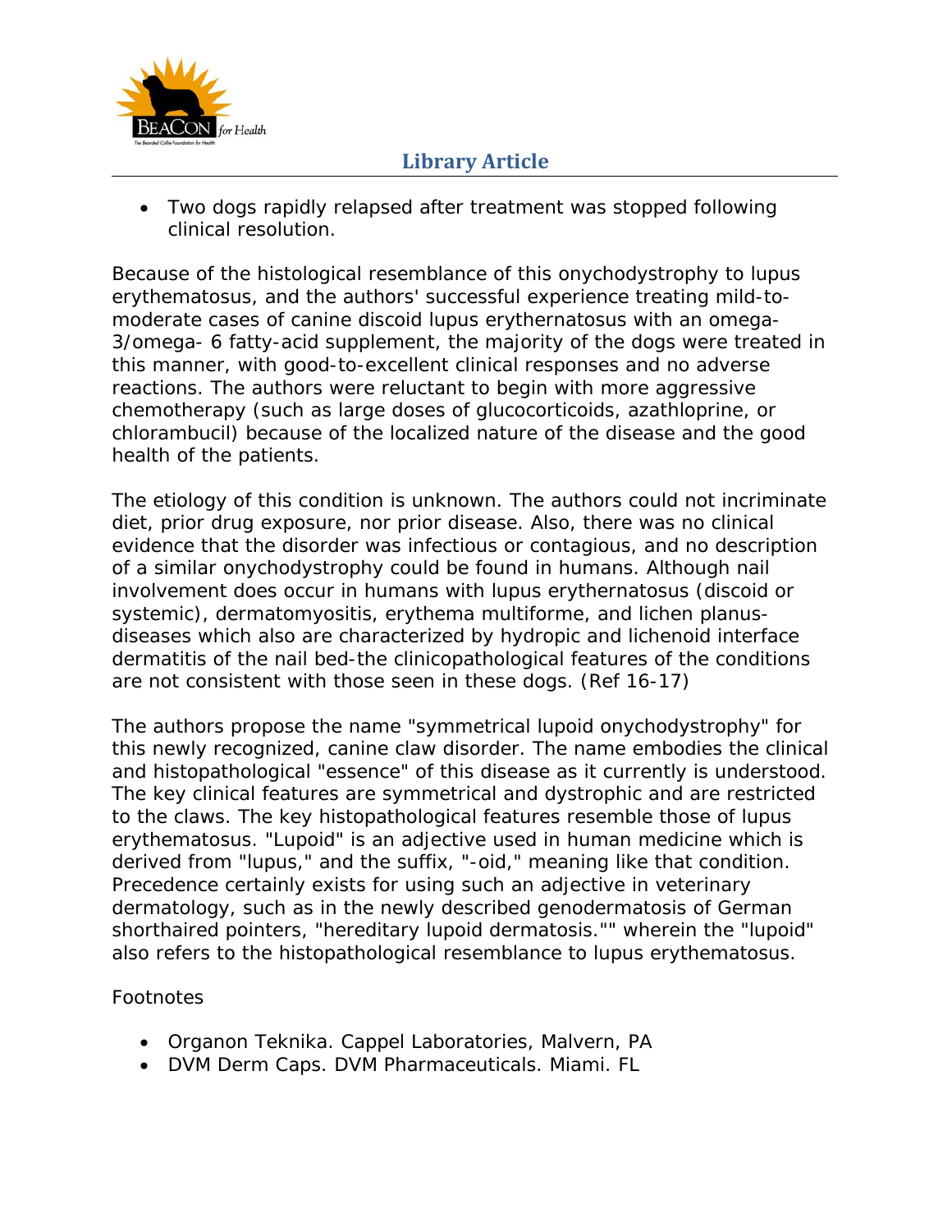- Two dogs rapidly relapsed after treatment was stopped following clinical resolution.

Because of the histological resemblance of this onychodystrophy to lupus erythematosus, and the authors' successful experience treating mild-to-moderate cases of canine discoid lupus erythernatosus with an omega-3/omega- 6 fatty-acid supplement, the majority of the dogs were treated in this manner, with good-to-excellent clinical responses and no adverse reactions. The authors were reluctant to begin with more aggressive chemotherapy (such as large doses of glucocorticoids, azathloprine, or chlorambucil) because of the localized nature of the disease and the good health of the patients.

The etiology of this condition is unknown. The authors could not incriminate diet, prior drug exposure, nor prior disease. Also, there was no clinical evidence that the disorder was infectious or contagious, and no description of a similar onychodystrophy could be found in humans. Although nail involvement does occur in humans with lupus erythernatosus (discoid or systemic), dermatomyositis, erythema multiforme, and lichen planus-diseases which also are characterized by hydropic and lichenoid interface dermatitis of the nail bed-the clinicopathological features of the conditions are not consistent with those seen in these dogs. (Ref 16-17)

The authors propose the name "symmetrical lupoid onychodystrophy" for this newly recognized, canine claw disorder. The name embodies the clinical and histopathological "essence" of this disease as it currently is understood. The key clinical features are symmetrical and dystrophic and are restricted to the claws. The key histopathological features resemble those of lupus erythematosus. "Lupoid" is an adjective used in human medicine which is derived from "lupus," and the suffix, "-oid," meaning like that condition. Precedence certainly exists for using such an adjective in veterinary dermatology, such as in the newly described genodermatosis of German shorthaired pointers, "hereditary lupoid dermatosis."" wherein the "lupoid" also refers to the histopathological resemblance to lupus erythematosus.

Footnotes

- Organon Teknika. Cappel Laboratories, Malvern, PA
- DVM Derm Caps. DVM Pharmaceuticals. Miami. FL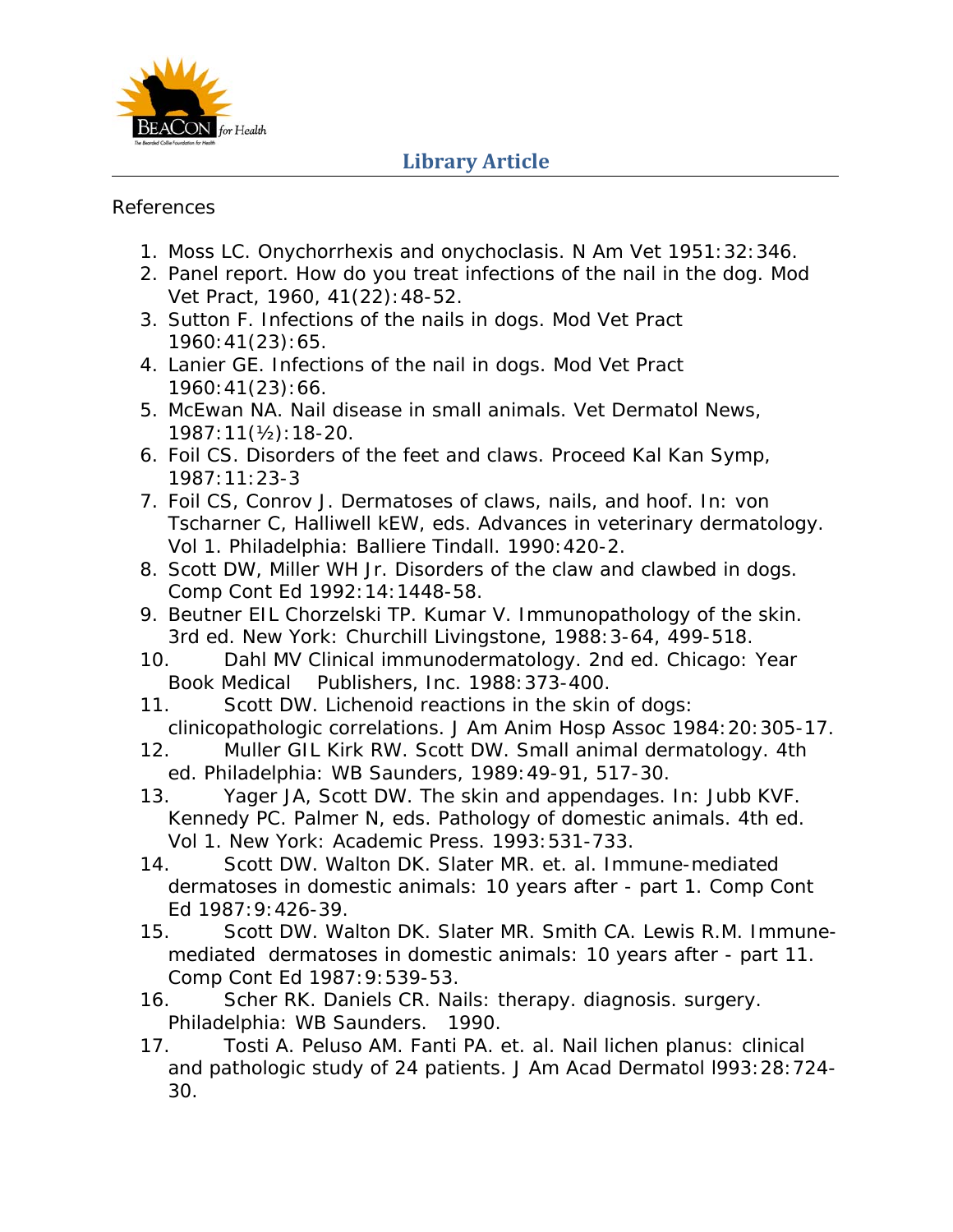References

1. Moss LC. Onychorrhexis and onychoclasis. N Am Vet 1951:32:346.
2. Panel report. How do you treat infections of the nail in the dog. Mod Vet Pract, 1960, 41(22):48-52.
3. Sutton F. Infections of the nails in dogs. Mod Vet Pract 1960:41(23):65.
4. Lanier GE. Infections of the nail in dogs. Mod Vet Pract 1960:41(23):66.
5. McEwan NA. Nail disease in small animals. Vet Dermatol News, 1987:11(½):18-20.
6. Foil CS. Disorders of the feet and claws. Proceed Kal Kan Symp, 1987:11:23-3
7. Foil CS, Conrov J. Dermatoses of claws, nails, and hoof. In: von Tscharner C, Halliwell kEW, eds. Advances in veterinary dermatology. Vol 1. Philadelphia: Balliere Tindall. 1990:420-2.
8. Scott DW, Miller WH Jr. Disorders of the claw and clawbed in dogs. Comp Cont Ed 1992:14:1448-58.
9. Beutner EIL Chorzelski TP. Kumar V. Immunopathology of the skin. 3rd ed. New York: Churchill Livingstone, 1988:3-64, 499-518.
10. Dahl MV Clinical immunodermatology. 2nd ed. Chicago: Year Book Medical Publishers, Inc. 1988:373-400.
11. Scott DW. Lichenoid reactions in the skin of dogs: clinicopathologic correlations. J Am Anim Hosp Assoc 1984:20:305-17.
12. Muller GIL Kirk RW. Scott DW. Small animal dermatology. 4th ed. Philadelphia: WB Saunders, 1989:49-91, 517-30.
13. Yager JA, Scott DW. The skin and appendages. In: Jubb KVF. Kennedy PC. Palmer N, eds. Pathology of domestic animals. 4th ed. Vol 1. New York: Academic Press. 1993:531-733.
14. Scott DW. Walton DK. Slater MR. et. al. Immune-mediated dermatoses in domestic animals: 10 years after - part 1. Comp Cont Ed 1987:9:426-39.
15. Scott DW. Walton DK. Slater MR. Smith CA. Lewis R.M. Immune-mediated dermatoses in domestic animals: 10 years after - part 11. Comp Cont Ed 1987:9:539-53.
16. Scher RK. Daniels CR. Nails: therapy. diagnosis. surgery. Philadelphia: WB Saunders. 1990.
17. Tosti A. Peluso AM. Fanti PA. et. al. Nail lichen planus: clinical and pathologic study of 24 patients. J Am Acad Dermatol l993:28:724-30.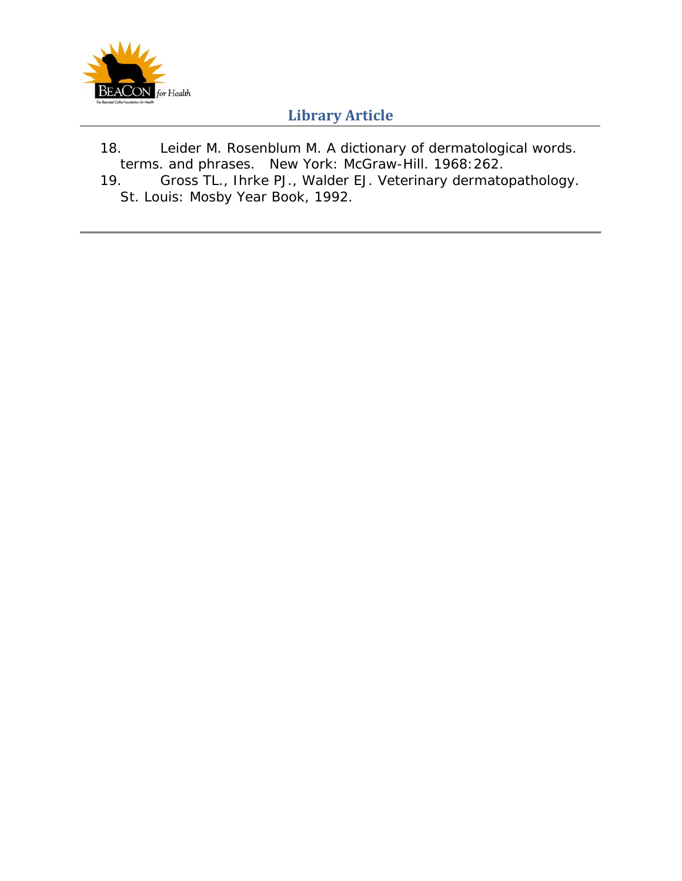18. Leider M. Rosenblum M. A dictionary of dermatological words. terms. and phrases. New York: McGraw-Hill. 1968:262.
19. Gross TL., Ihrke PJ., Walder EJ. Veterinary dermatopathology. St. Louis: Mosby Year Book, 1992.